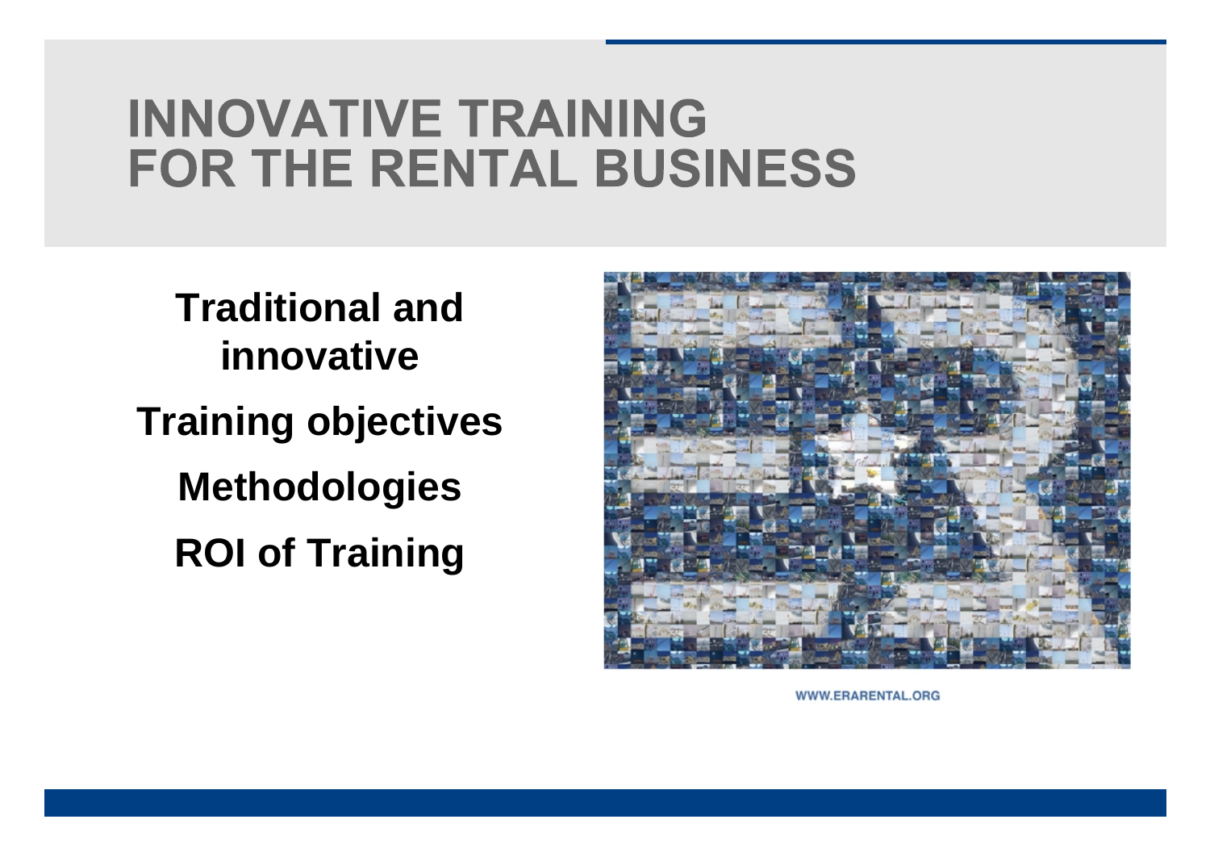# INNOVATIVE TRAINING FOR THE RENTAL BUSINESS

**Traditional and innovative**

**Training objectives**

**Methodologies**

**ROI of Training**

WWW.ERARENTAL.ORG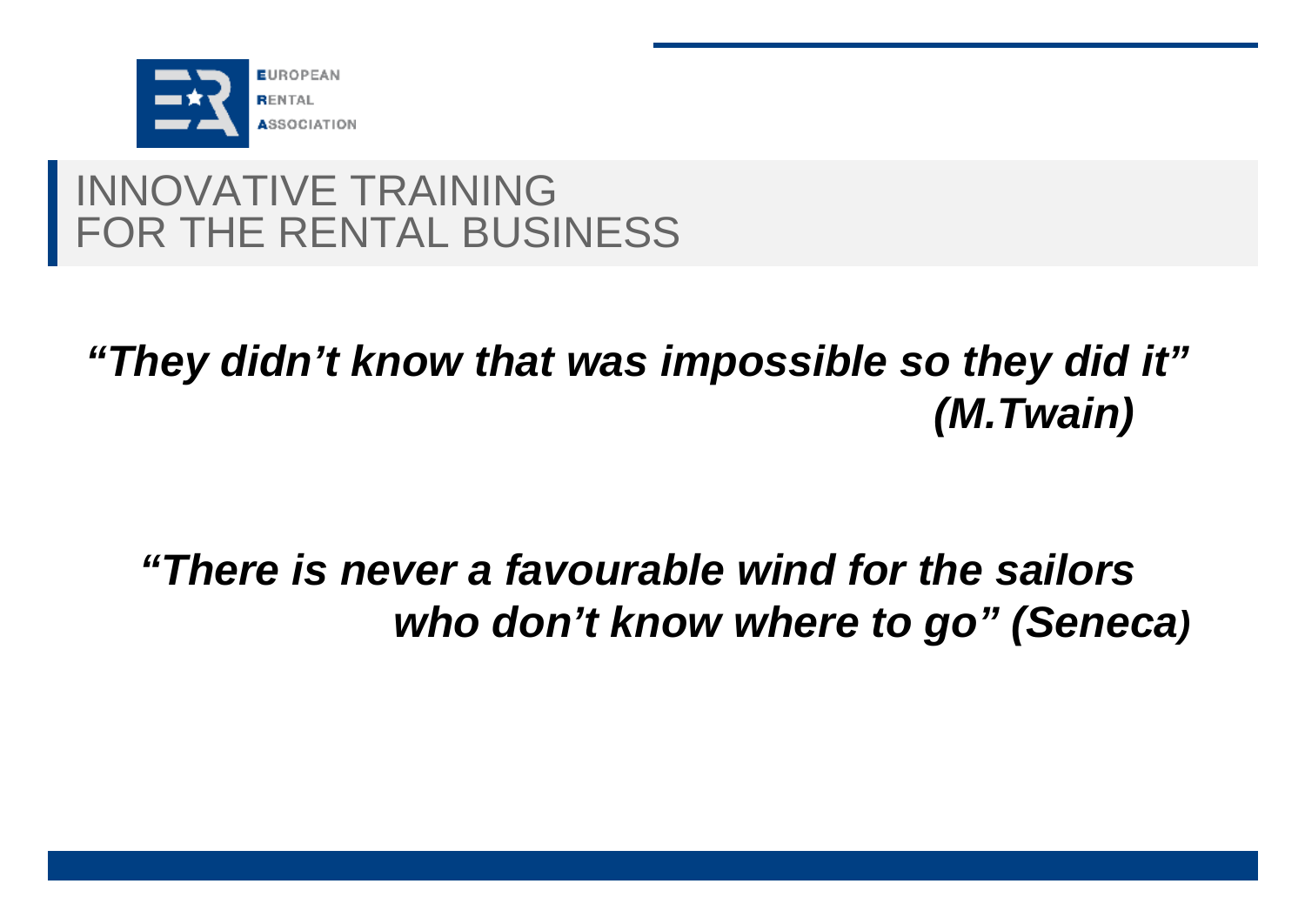# INNOVATIVE TRAINING FOR THE RENTAL BUSINESS

***"They didn't know that was impossible so they did it" (M.Twain)***

***"There is never a favourable wind for the sailors who don't know where to go" (Seneca)***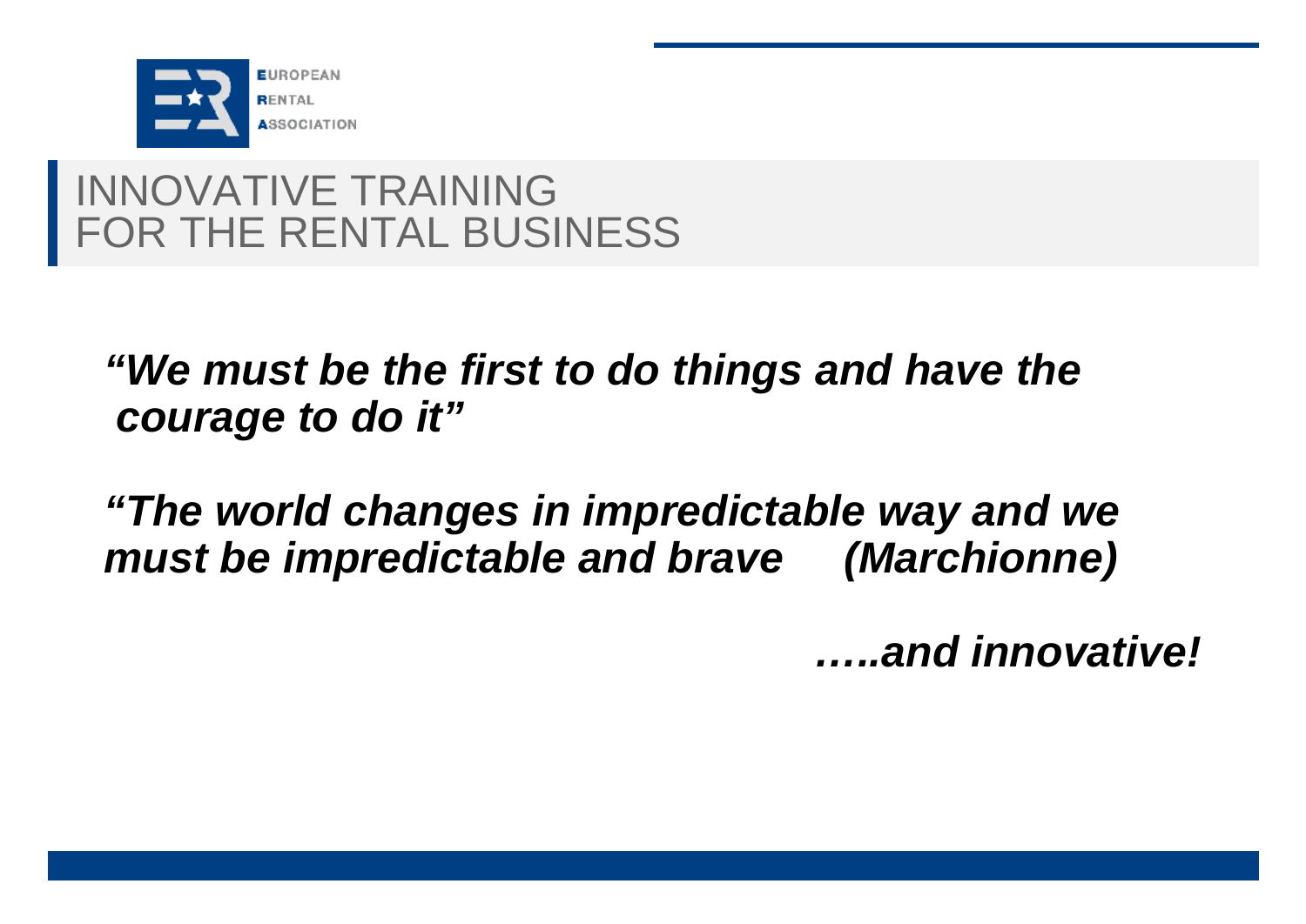# INNOVATIVE TRAINING FOR THE RENTAL BUSINESS

***"We must be the first to do things and have the courage to do it"***

***"The world changes in impredictable way and we must be impredictable and brave (Marchionne)***

***…..and innovative!***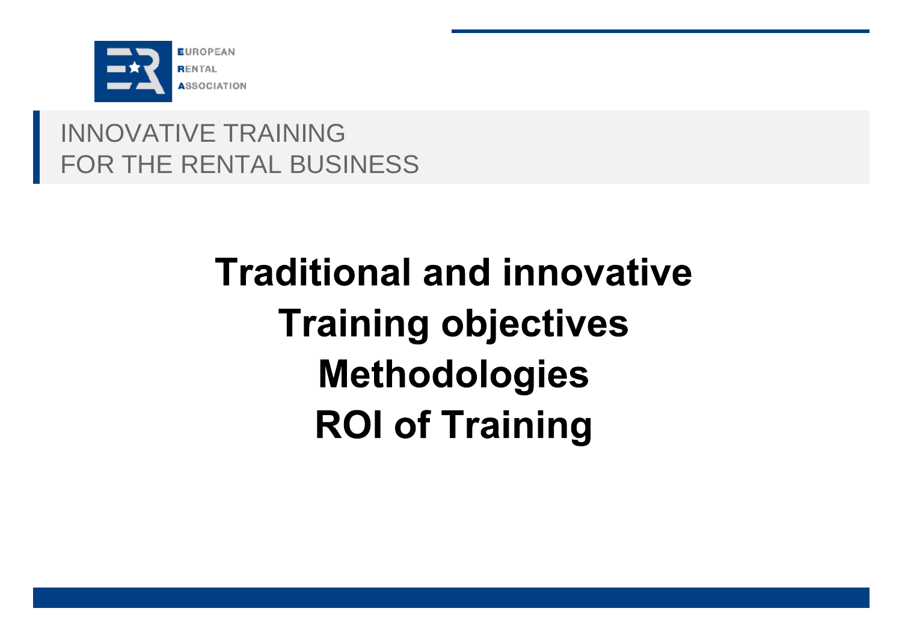INNOVATIVE TRAINING
FOR THE RENTAL BUSINESS

# Traditional and innovative
# Training objectives
# Methodologies
# ROI of Training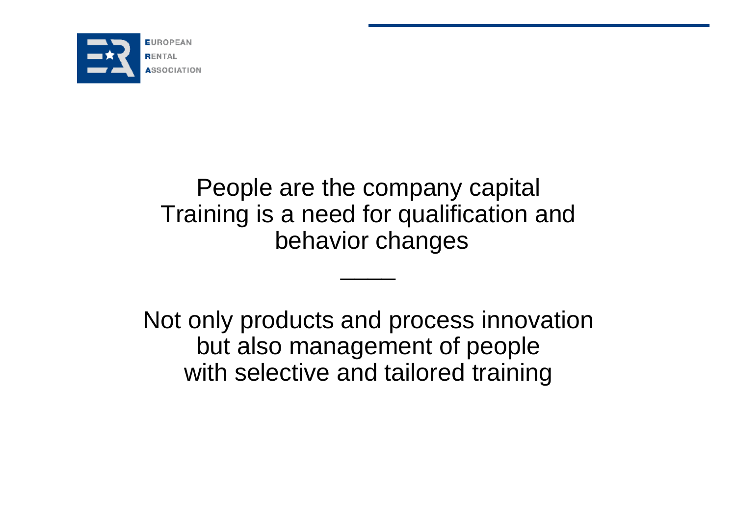People are the company capital
Training is a need for qualification and behavior changes

---

Not only products and process innovation
but also management of people
with selective and tailored training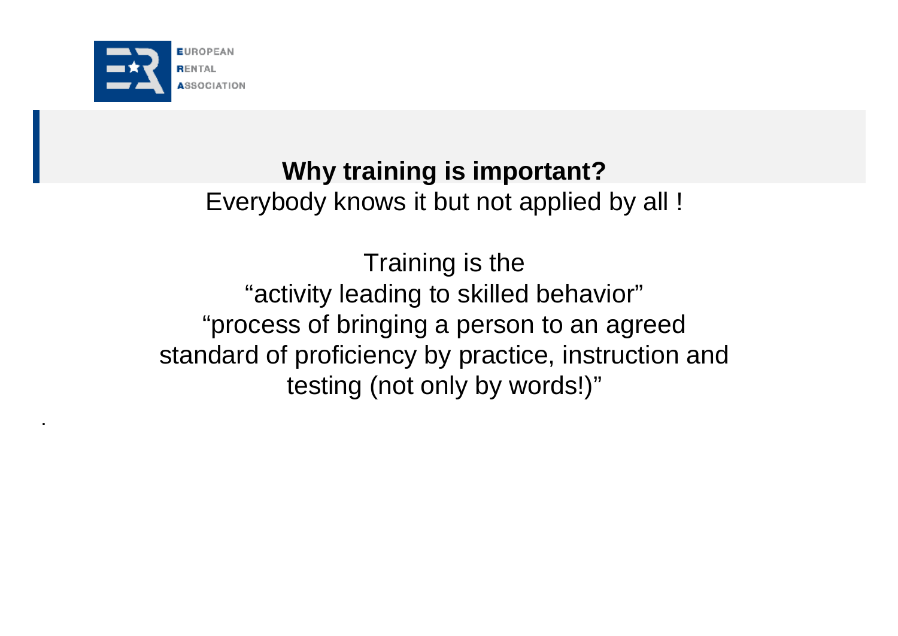## **Why training is important?**

Everybody knows it but not applied by all !

Training is the
"activity leading to skilled behavior"
"process of bringing a person to an agreed standard of proficiency by practice, instruction and testing (not only by words!)"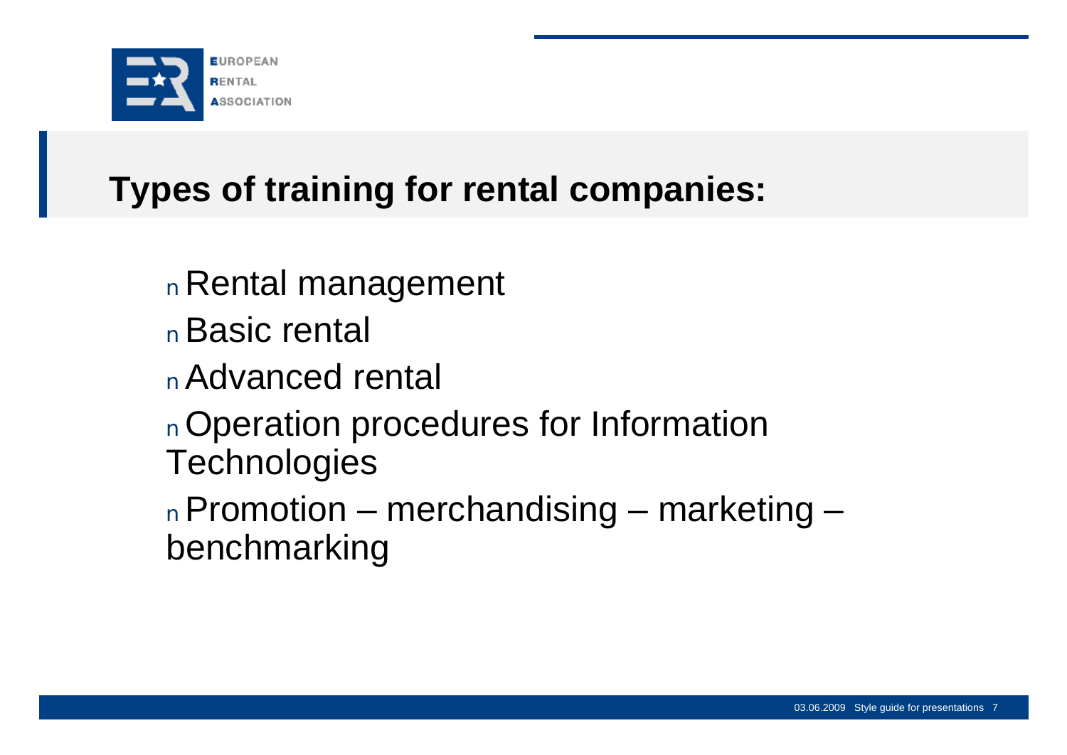## Types of training for rental companies:

- Rental management
- Basic rental
- Advanced rental
- Operation procedures for Information Technologies
- Promotion – merchandising – marketing – benchmarking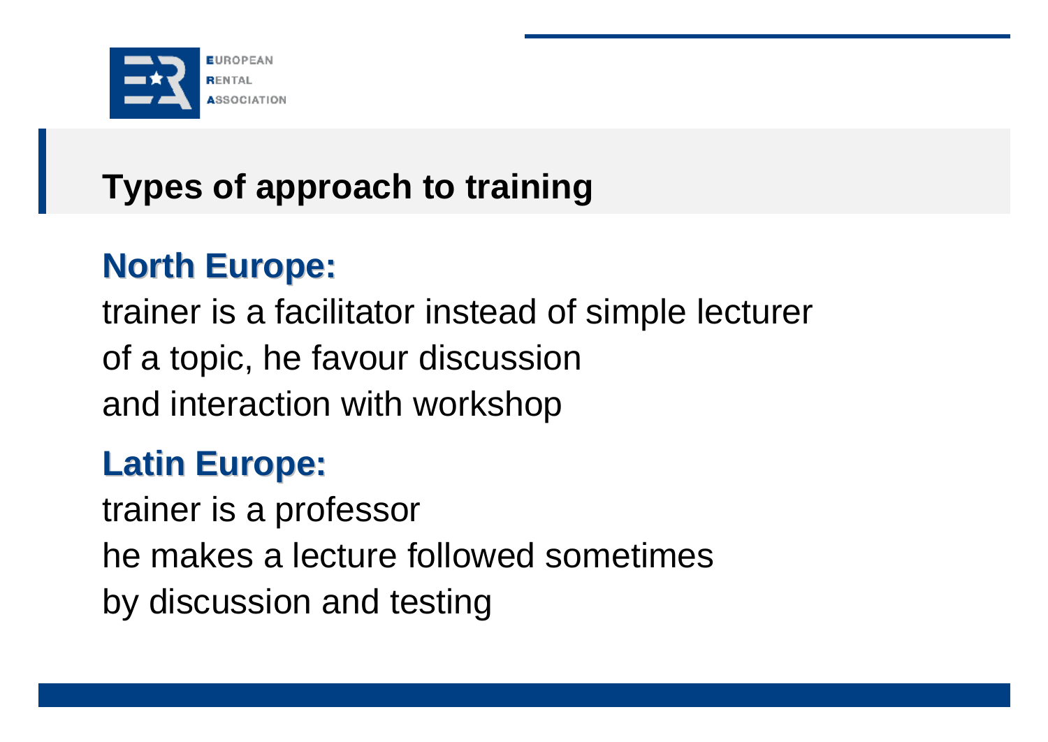# Types of approach to training

## North Europe:

trainer is a facilitator instead of simple lecturer
of a topic, he favour discussion
and interaction with workshop

## Latin Europe:

trainer is a professor
he makes a lecture followed sometimes
by discussion and testing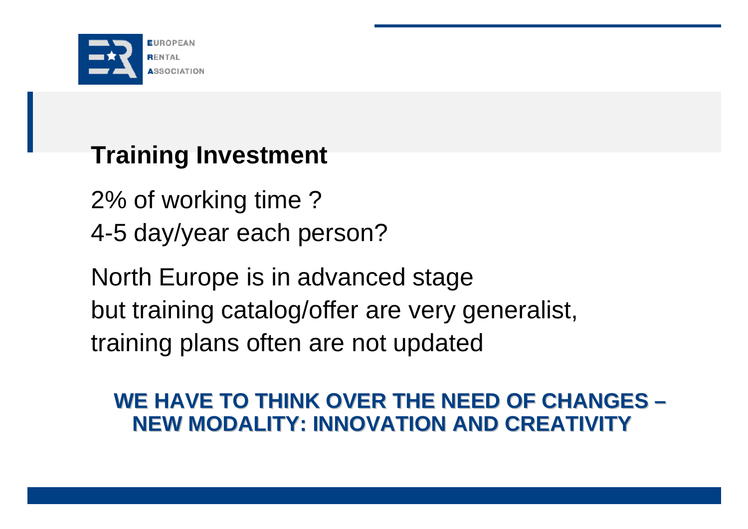## Training Investment

2% of working time ?
4-5 day/year each person?

North Europe is in advanced stage
but training catalog/offer are very generalist,
training plans often are not updated

**WE HAVE TO THINK OVER THE NEED OF CHANGES – NEW MODALITY: INNOVATION AND CREATIVITY**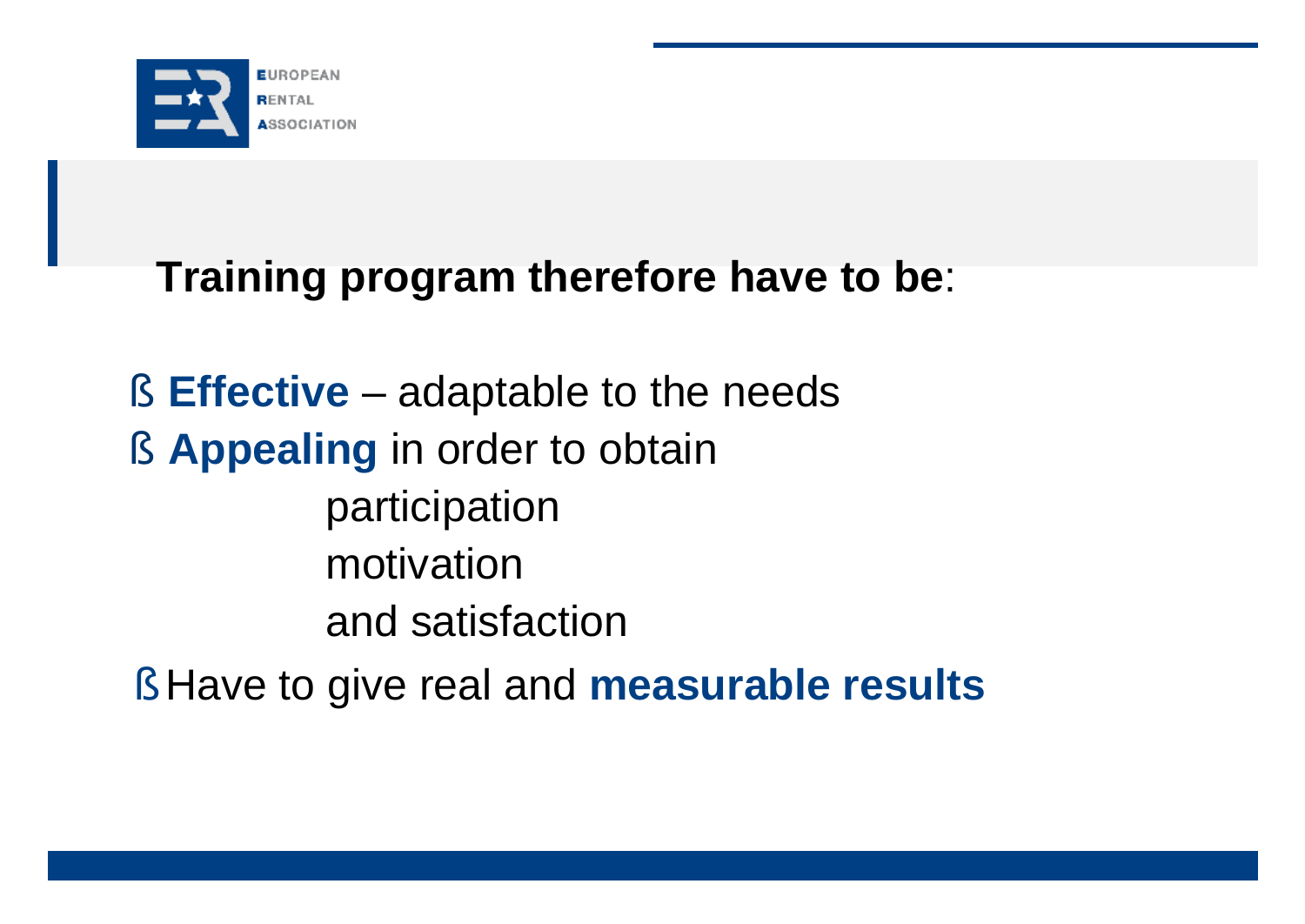## **Training program therefore have to be**:

- **Effective** – adaptable to the needs
- **Appealing** in order to obtain
  - participation
  - motivation
  - and satisfaction
- Have to give real and **measurable results**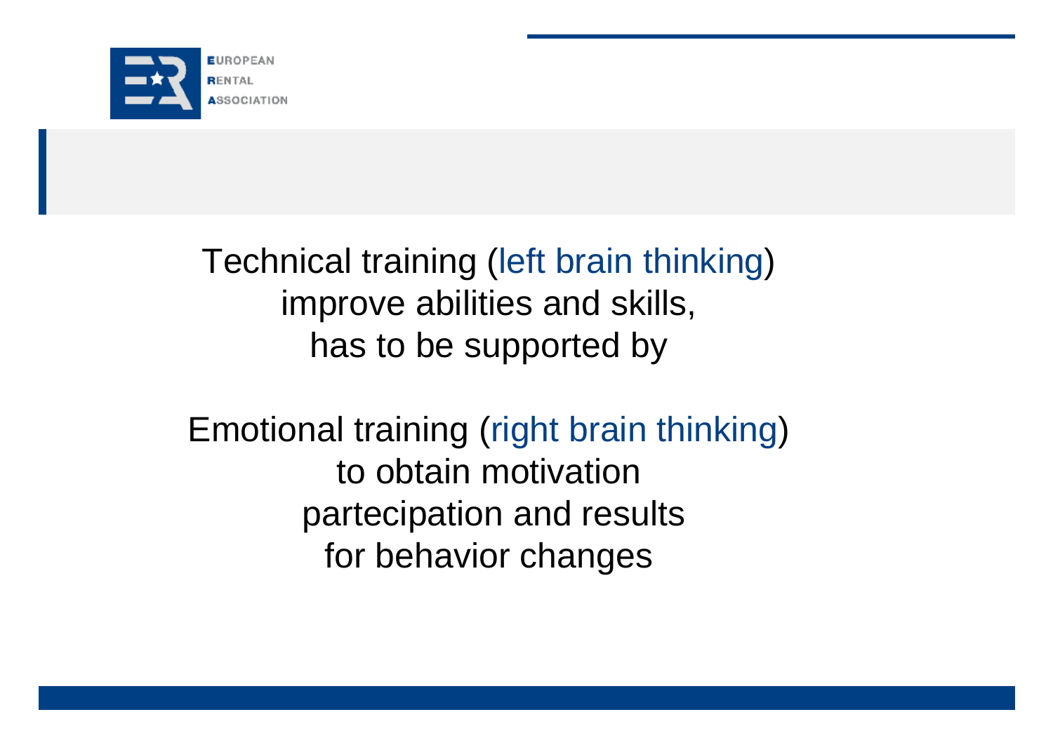Technical training (left brain thinking)
improve abilities and skills,
has to be supported by

Emotional training (right brain thinking)
to obtain motivation
partecipation and results
for behavior changes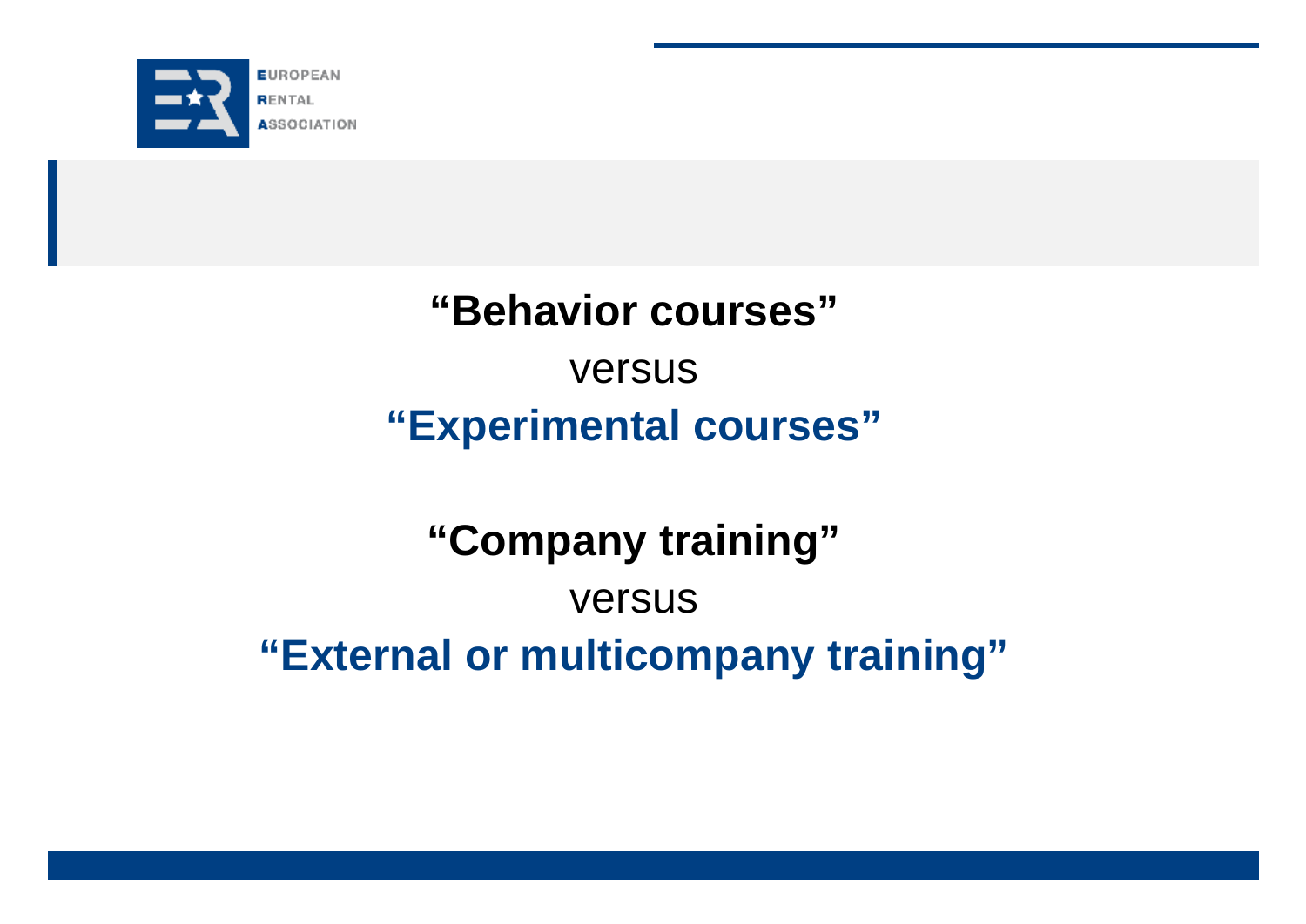**“Behavior courses”**

versus

**“Experimental courses”**

**“Company training”**

versus

**“External or multicompany training”**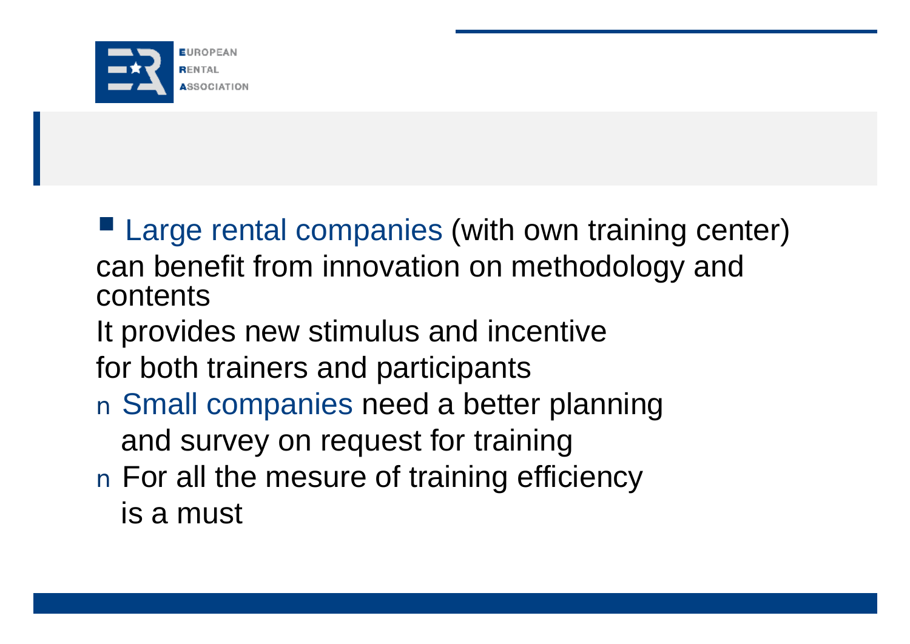- Large rental companies (with own training center) can benefit from innovation on methodology and contents

  It provides new stimulus and incentive for both trainers and participants

- Small companies need a better planning and survey on request for training
- For all the mesure of training efficiency is a must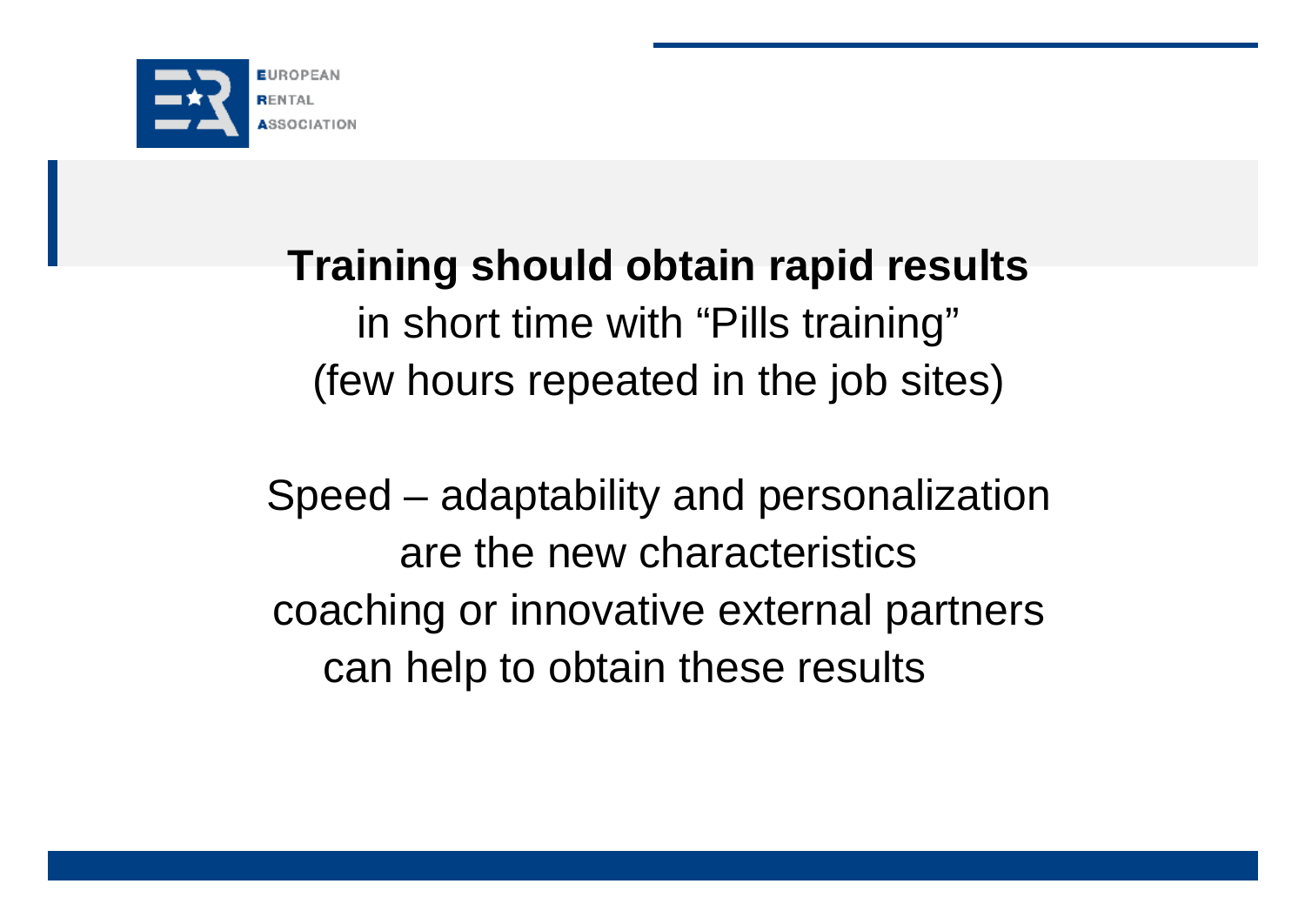**Training should obtain rapid results**
in short time with “Pills training”
(few hours repeated in the job sites)

Speed – adaptability and personalization
are the new characteristics
coaching or innovative external partners
can help to obtain these results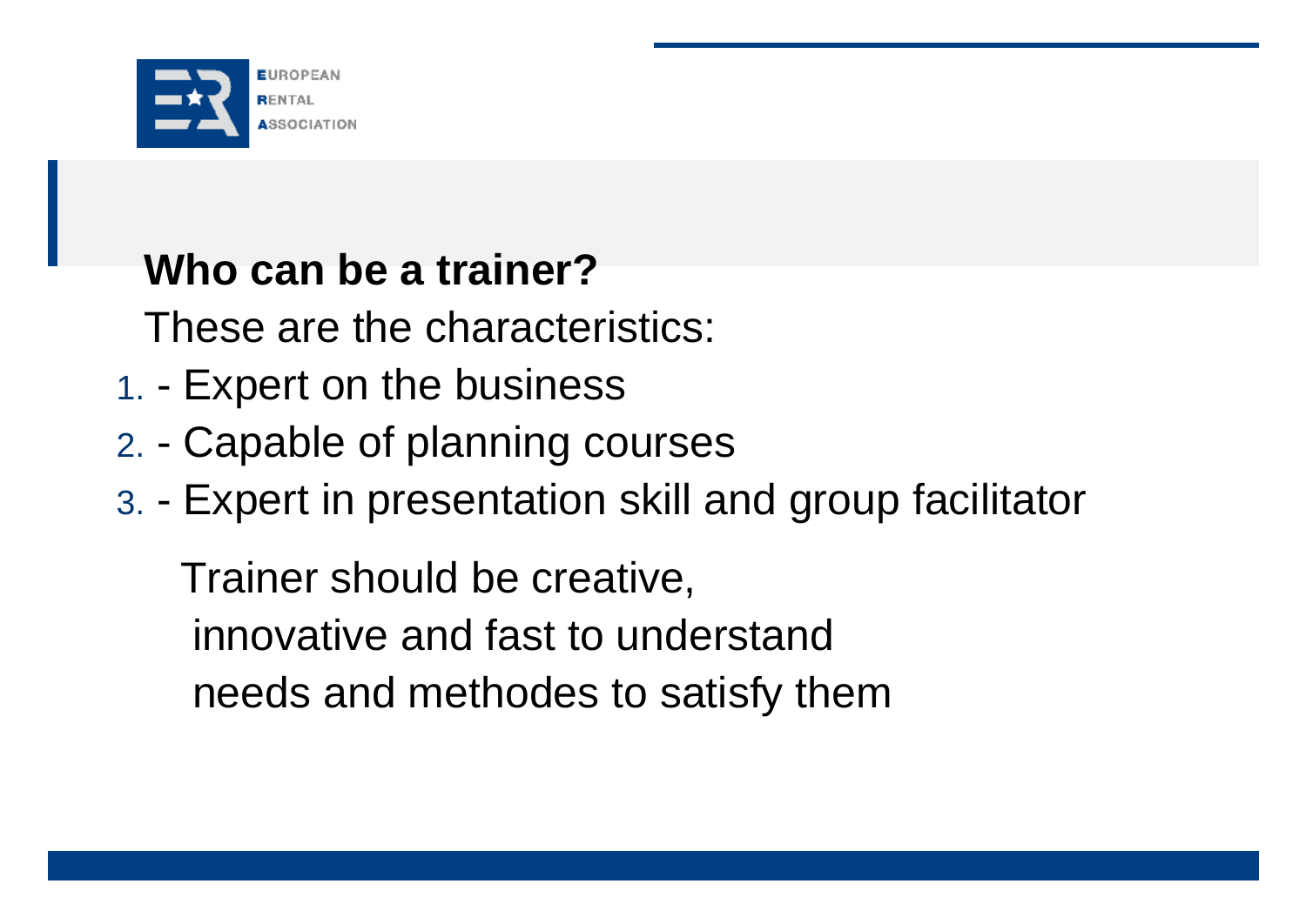## Who can be a trainer?

These are the characteristics:

1. - Expert on the business
2. - Capable of planning courses
3. - Expert in presentation skill and group facilitator

Trainer should be creative,
innovative and fast to understand
needs and methodes to satisfy them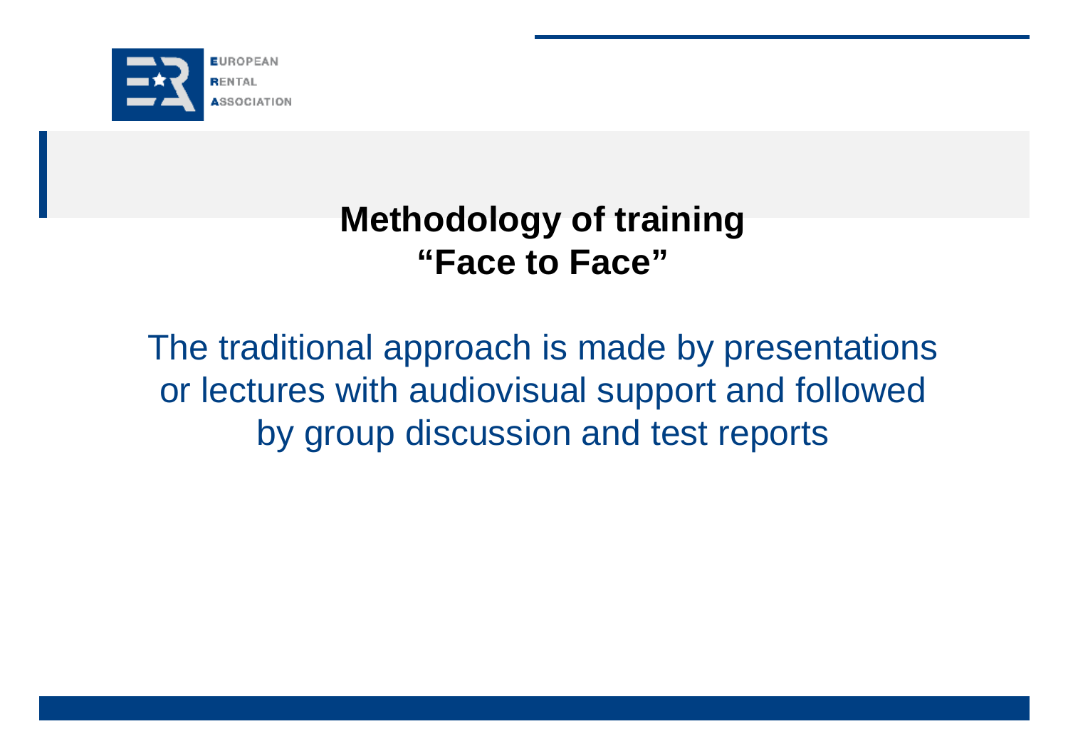## Methodology of training
## "Face to Face"

The traditional approach is made by presentations or lectures with audiovisual support and followed by group discussion and test reports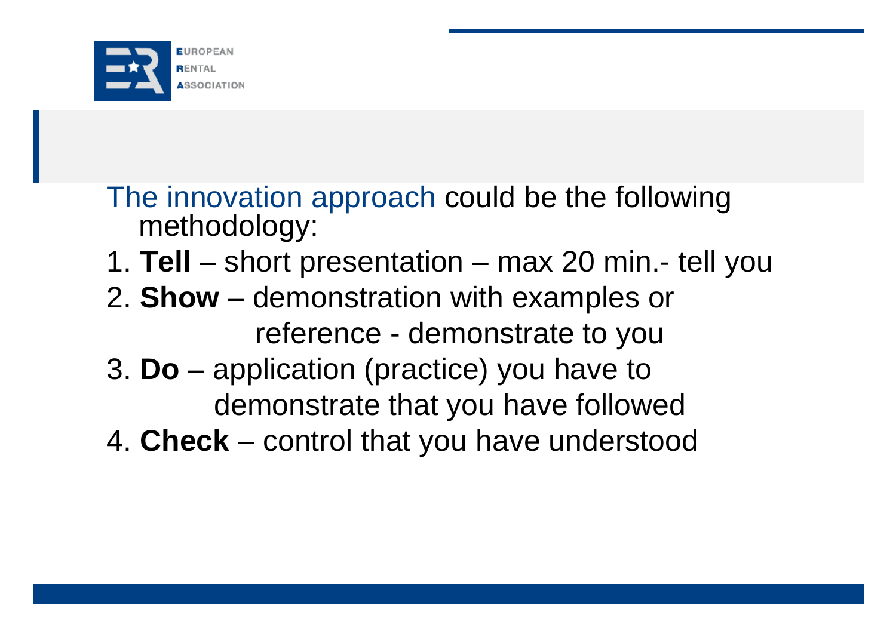The innovation approach could be the following methodology:

1. **Tell** – short presentation – max 20 min.- tell you
2. **Show** – demonstration with examples or reference - demonstrate to you
3. **Do** – application (practice) you have to demonstrate that you have followed
4. **Check** – control that you have understood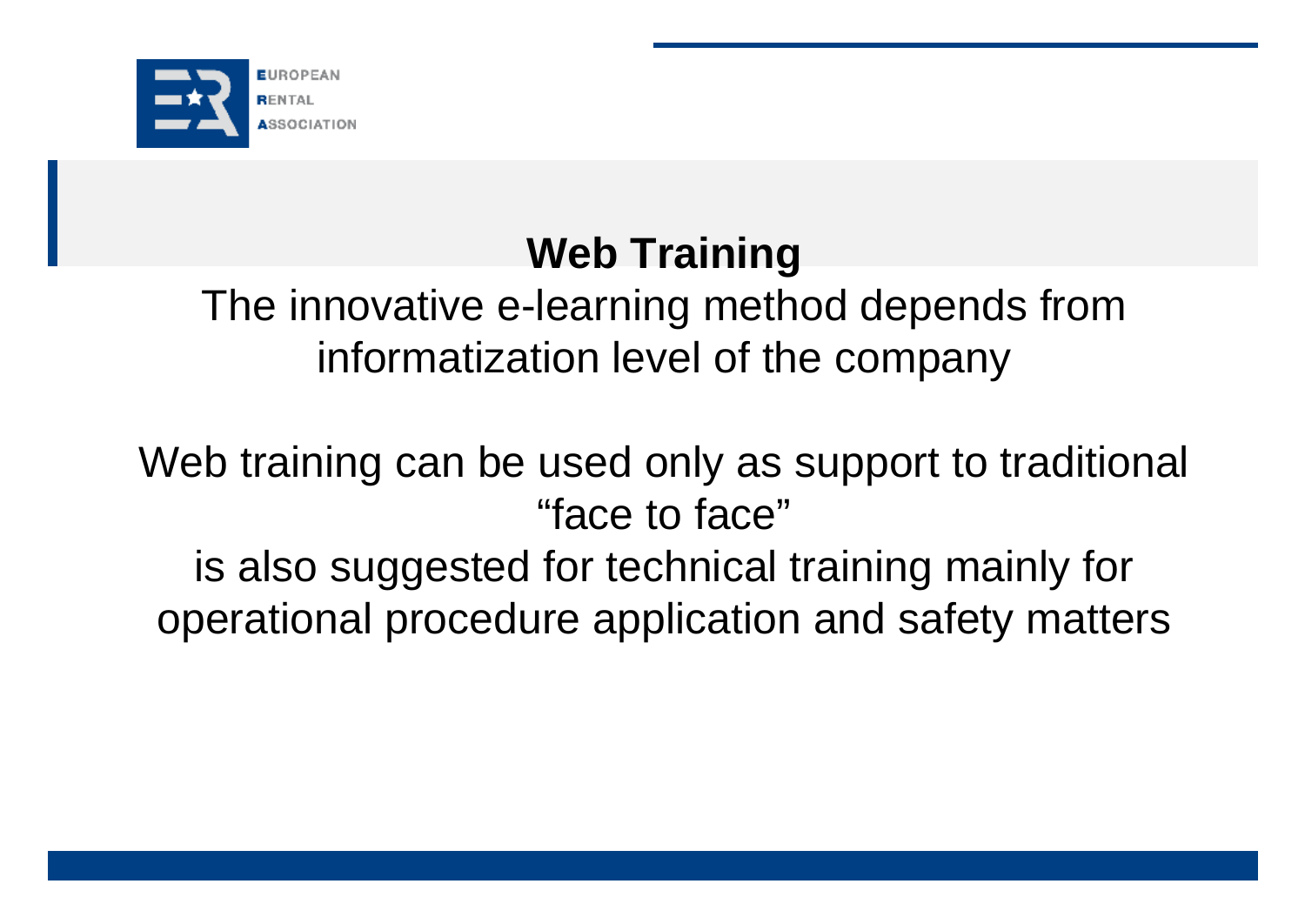# Web Training

The innovative e-learning method depends from informatization level of the company

Web training can be used only as support to traditional "face to face"

is also suggested for technical training mainly for operational procedure application and safety matters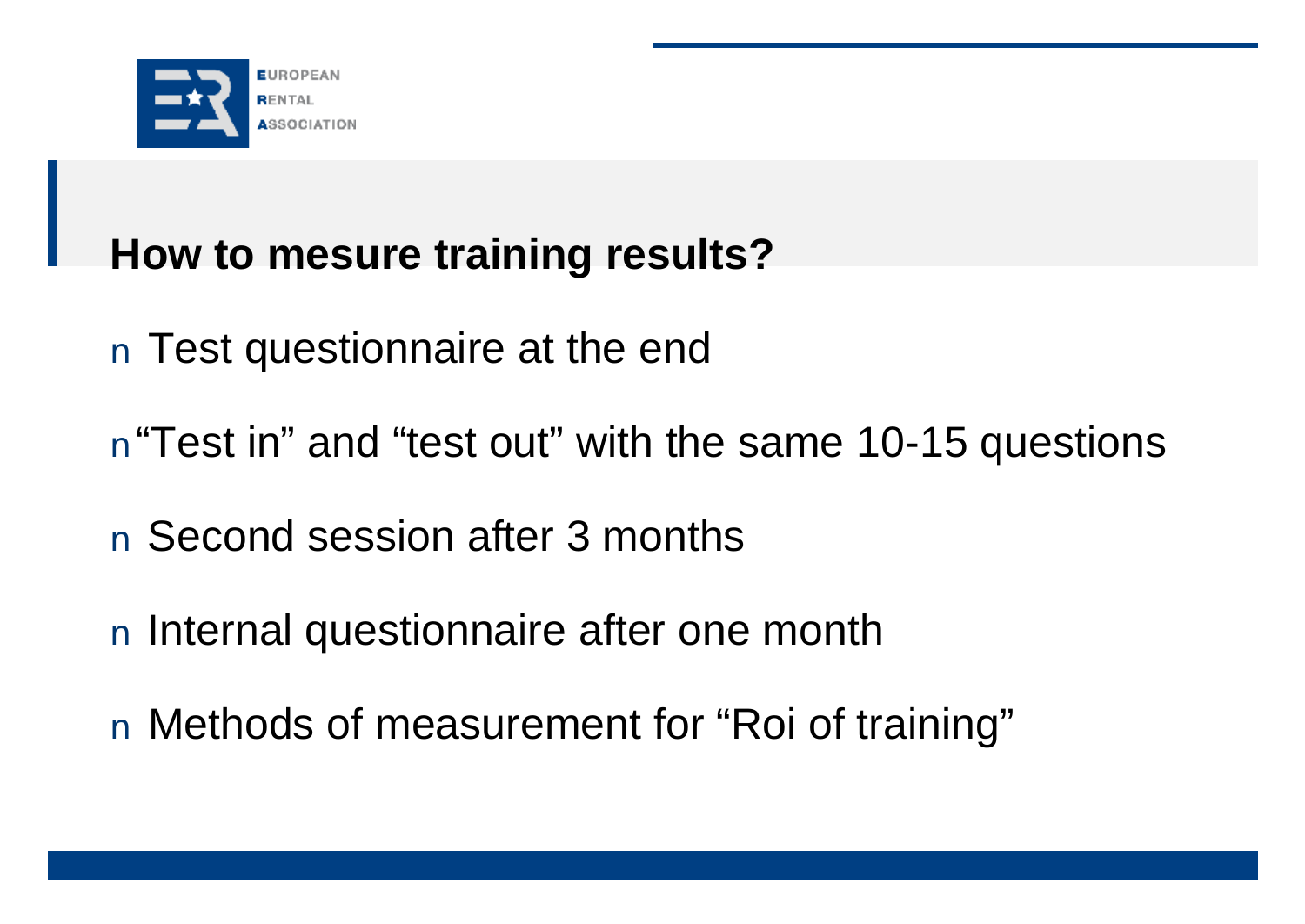## How to mesure training results?

- Test questionnaire at the end
- “Test in” and “test out” with the same 10-15 questions
- Second session after 3 months
- Internal questionnaire after one month
- Methods of measurement for “Roi of training”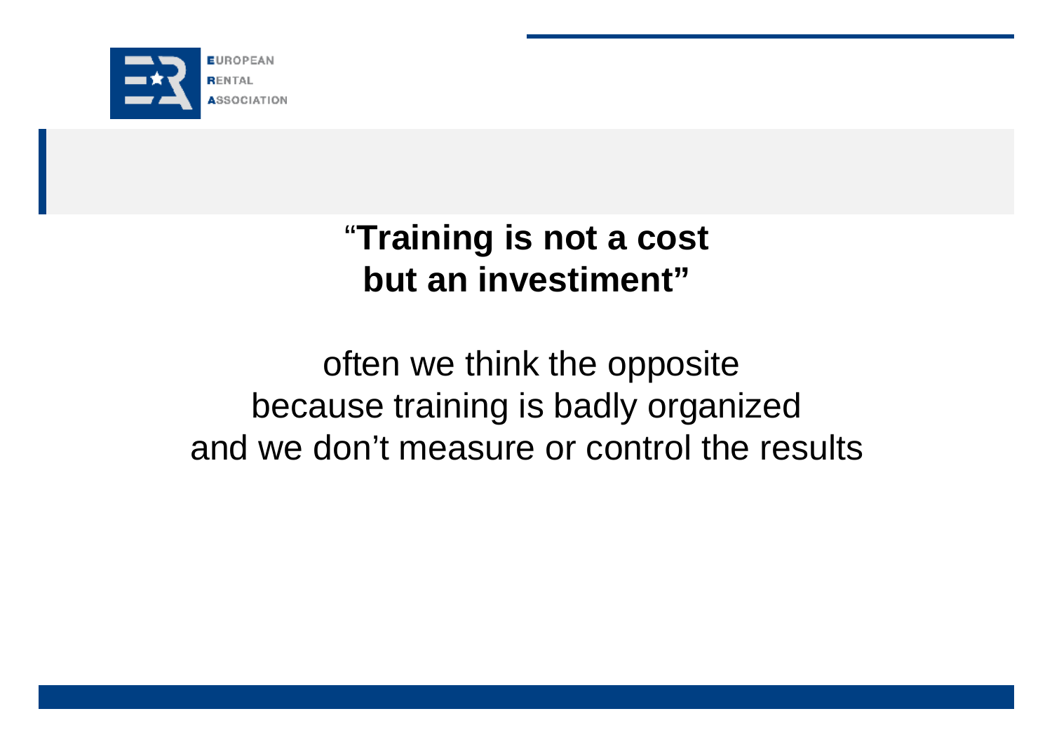**"Training is not a cost but an investiment"**

often we think the opposite
because training is badly organized
and we don't measure or control the results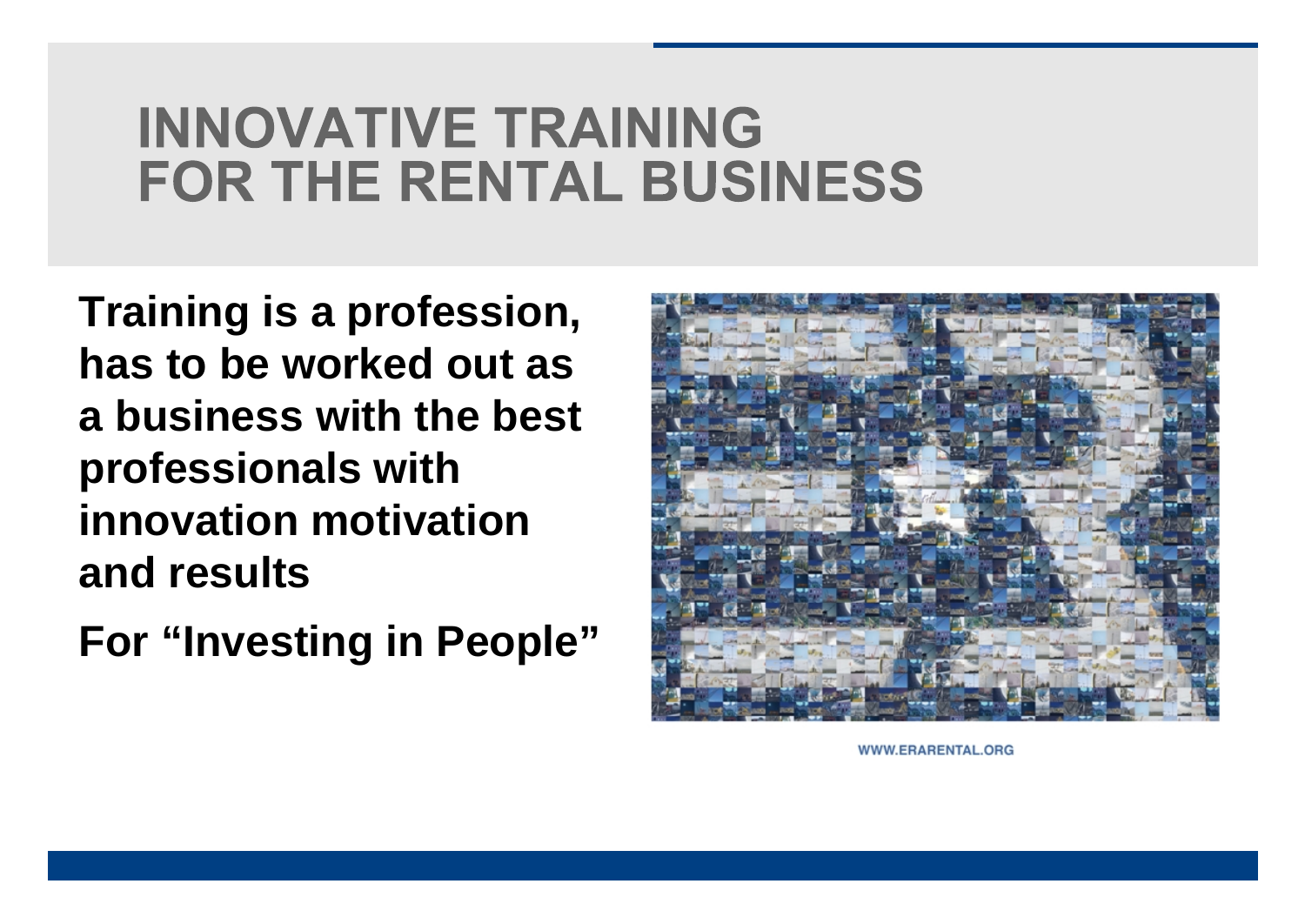# INNOVATIVE TRAINING FOR THE RENTAL BUSINESS

**Training is a profession, has to be worked out as a business with the best professionals with innovation motivation and results**

**For "Investing in People"**

WWW.ERARENTAL.ORG